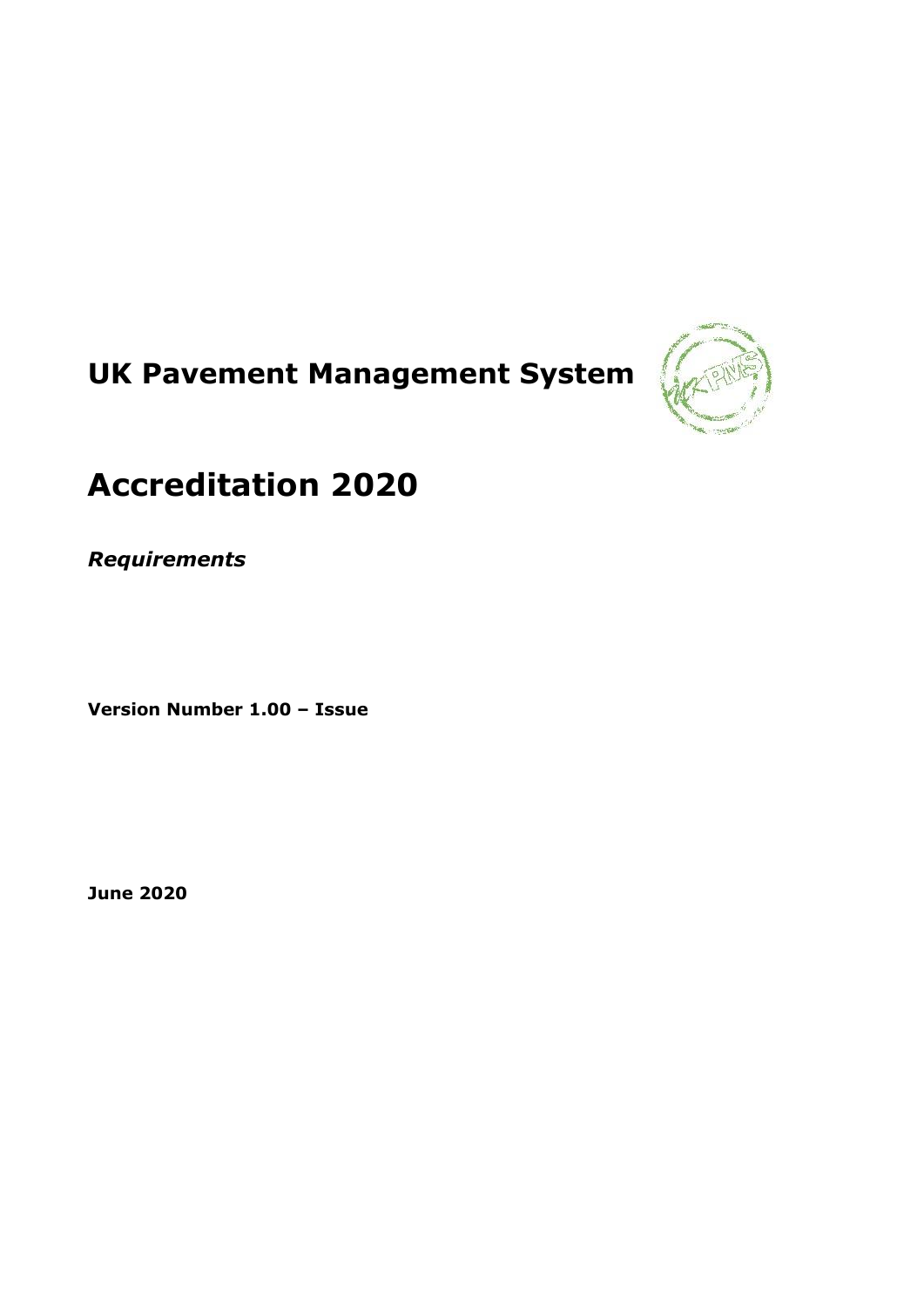# UK Pavement Management System

# Accreditation 2020

***Requirements***

**Version Number 1.00 – Issue**

**June 2020**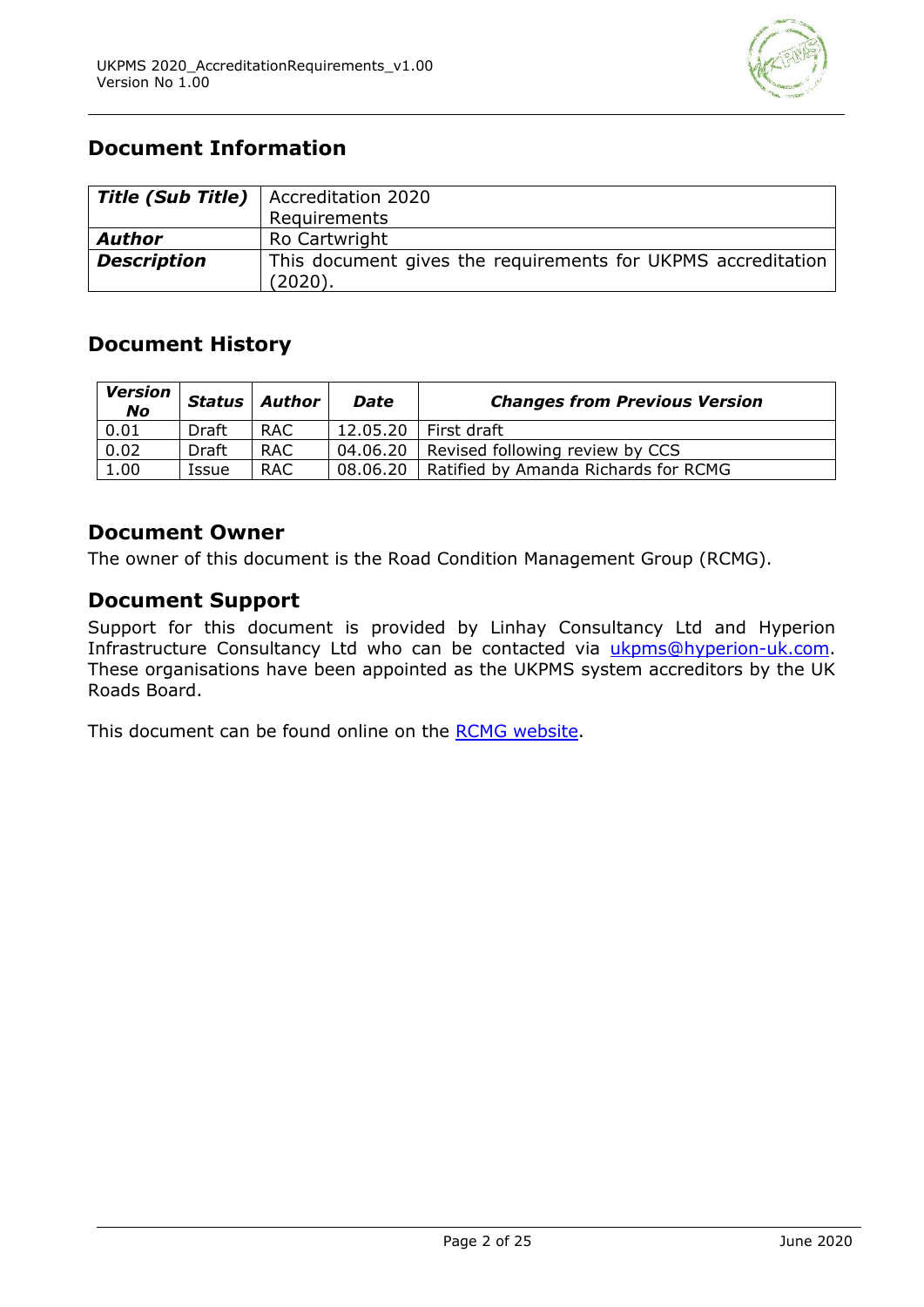## Document Information

| ***Title (Sub Title)*** | Accreditation 2020 Requirements |
|---|---|
| ***Author*** | Ro Cartwright |
| ***Description*** | This document gives the requirements for UKPMS accreditation (2020). |

## Document History

| ***Version No*** | ***Status*** | ***Author*** | ***Date*** | ***Changes from Previous Version*** |
|---|---|---|---|---|
| 0.01 | Draft | RAC | 12.05.20 | First draft |
| 0.02 | Draft | RAC | 04.06.20 | Revised following review by CCS |
| 1.00 | Issue | RAC | 08.06.20 | Ratified by Amanda Richards for RCMG |

## Document Owner

The owner of this document is the Road Condition Management Group (RCMG).

## Document Support

Support for this document is provided by Linhay Consultancy Ltd and Hyperion Infrastructure Consultancy Ltd who can be contacted via ukpms@hyperion-uk.com. These organisations have been appointed as the UKPMS system accreditors by the UK Roads Board.

This document can be found online on the RCMG website.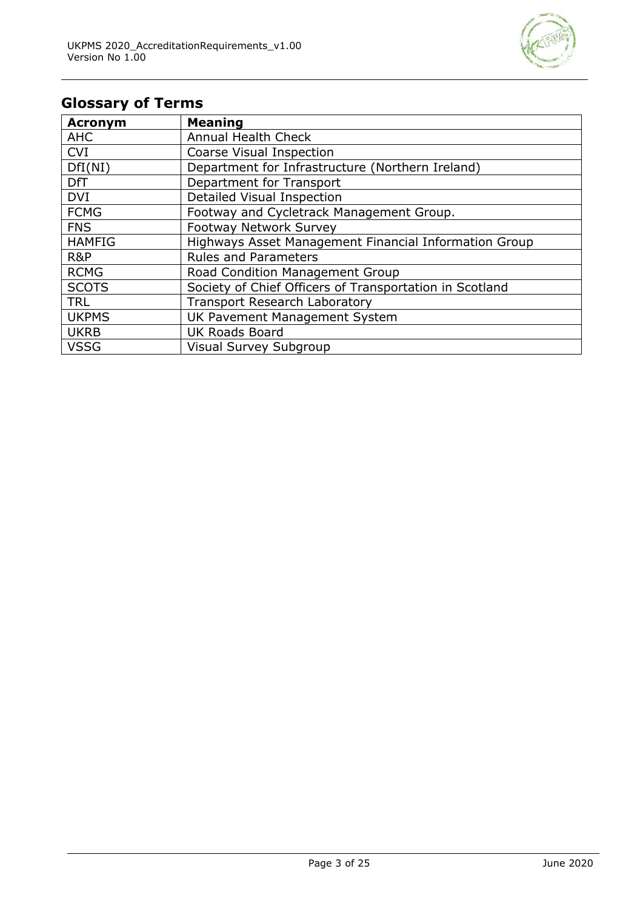## Glossary of Terms

| Acronym | Meaning |
|---|---|
| AHC | Annual Health Check |
| CVI | Coarse Visual Inspection |
| DfI(NI) | Department for Infrastructure (Northern Ireland) |
| DfT | Department for Transport |
| DVI | Detailed Visual Inspection |
| FCMG | Footway and Cycletrack Management Group. |
| FNS | Footway Network Survey |
| HAMFIG | Highways Asset Management Financial Information Group |
| R&P | Rules and Parameters |
| RCMG | Road Condition Management Group |
| SCOTS | Society of Chief Officers of Transportation in Scotland |
| TRL | Transport Research Laboratory |
| UKPMS | UK Pavement Management System |
| UKRB | UK Roads Board |
| VSSG | Visual Survey Subgroup |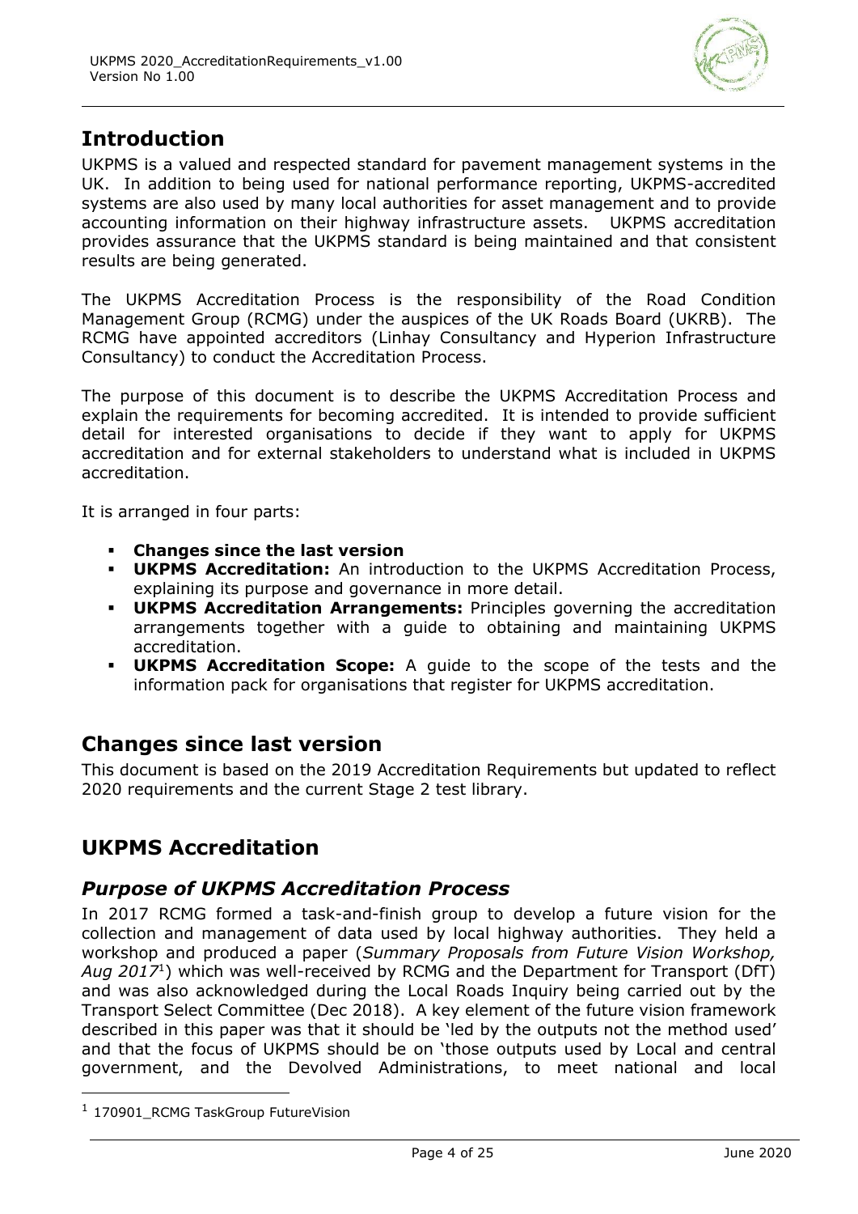## Introduction

UKPMS is a valued and respected standard for pavement management systems in the UK. In addition to being used for national performance reporting, UKPMS-accredited systems are also used by many local authorities for asset management and to provide accounting information on their highway infrastructure assets. UKPMS accreditation provides assurance that the UKPMS standard is being maintained and that consistent results are being generated.

The UKPMS Accreditation Process is the responsibility of the Road Condition Management Group (RCMG) under the auspices of the UK Roads Board (UKRB). The RCMG have appointed accreditors (Linhay Consultancy and Hyperion Infrastructure Consultancy) to conduct the Accreditation Process.

The purpose of this document is to describe the UKPMS Accreditation Process and explain the requirements for becoming accredited. It is intended to provide sufficient detail for interested organisations to decide if they want to apply for UKPMS accreditation and for external stakeholders to understand what is included in UKPMS accreditation.

It is arranged in four parts:

- **Changes since the last version**
- **UKPMS Accreditation:** An introduction to the UKPMS Accreditation Process, explaining its purpose and governance in more detail.
- **UKPMS Accreditation Arrangements:** Principles governing the accreditation arrangements together with a guide to obtaining and maintaining UKPMS accreditation.
- **UKPMS Accreditation Scope:** A guide to the scope of the tests and the information pack for organisations that register for UKPMS accreditation.

## Changes since last version

This document is based on the 2019 Accreditation Requirements but updated to reflect 2020 requirements and the current Stage 2 test library.

## UKPMS Accreditation

### *Purpose of UKPMS Accreditation Process*

In 2017 RCMG formed a task-and-finish group to develop a future vision for the collection and management of data used by local highway authorities. They held a workshop and produced a paper (*Summary Proposals from Future Vision Workshop, Aug 2017*[1]) which was well-received by RCMG and the Department for Transport (DfT) and was also acknowledged during the Local Roads Inquiry being carried out by the Transport Select Committee (Dec 2018). A key element of the future vision framework described in this paper was that it should be 'led by the outputs not the method used' and that the focus of UKPMS should be on 'those outputs used by Local and central government, and the Devolved Administrations, to meet national and local

[1] 170901_RCMG TaskGroup FutureVision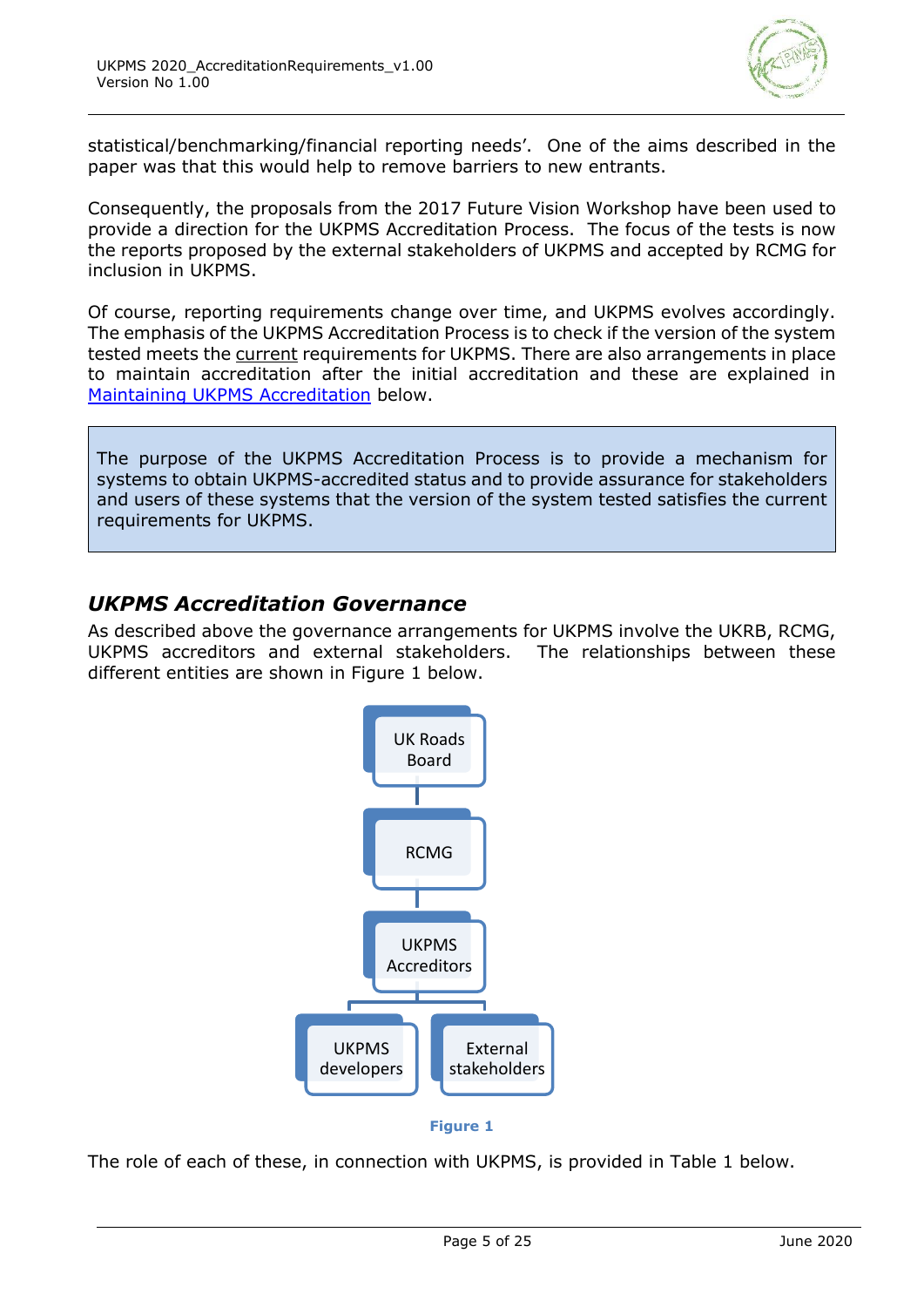statistical/benchmarking/financial reporting needs'. One of the aims described in the paper was that this would help to remove barriers to new entrants.

Consequently, the proposals from the 2017 Future Vision Workshop have been used to provide a direction for the UKPMS Accreditation Process. The focus of the tests is now the reports proposed by the external stakeholders of UKPMS and accepted by RCMG for inclusion in UKPMS.

Of course, reporting requirements change over time, and UKPMS evolves accordingly. The emphasis of the UKPMS Accreditation Process is to check if the version of the system tested meets the current requirements for UKPMS. There are also arrangements in place to maintain accreditation after the initial accreditation and these are explained in Maintaining UKPMS Accreditation below.

> The purpose of the UKPMS Accreditation Process is to provide a mechanism for systems to obtain UKPMS-accredited status and to provide assurance for stakeholders and users of these systems that the version of the system tested satisfies the current requirements for UKPMS.

## *UKPMS Accreditation Governance*

As described above the governance arrangements for UKPMS involve the UKRB, RCMG, UKPMS accreditors and external stakeholders. The relationships between these different entities are shown in Figure 1 below.

UK Roads Board → RCMG → UKPMS Accreditors → UKPMS developers / External stakeholders

**Figure 1**

The role of each of these, in connection with UKPMS, is provided in Table 1 below.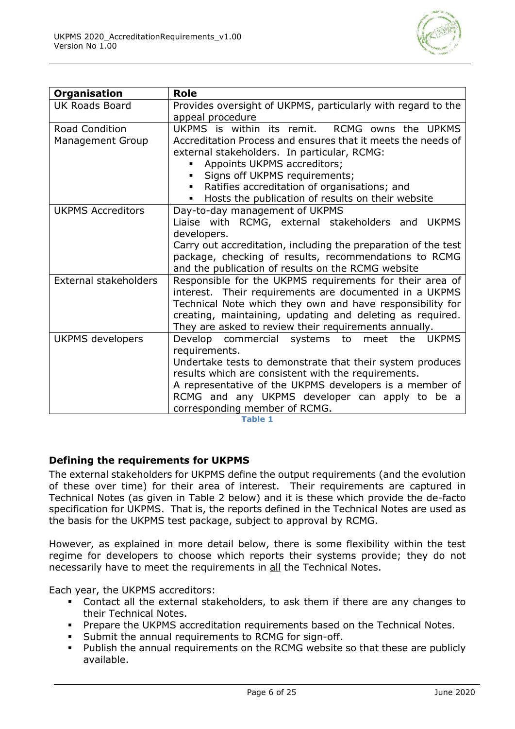| Organisation | Role |
|---|---|
| UK Roads Board | Provides oversight of UKPMS, particularly with regard to the appeal procedure |
| Road Condition Management Group | UKPMS is within its remit. RCMG owns the UPKMS Accreditation Process and ensures that it meets the needs of external stakeholders. In particular, RCMG:<br>▪ Appoints UKPMS accreditors;<br>▪ Signs off UKPMS requirements;<br>▪ Ratifies accreditation of organisations; and<br>▪ Hosts the publication of results on their website |
| UKPMS Accreditors | Day-to-day management of UKPMS<br>Liaise with RCMG, external stakeholders and UKPMS developers.<br>Carry out accreditation, including the preparation of the test package, checking of results, recommendations to RCMG and the publication of results on the RCMG website |
| External stakeholders | Responsible for the UKPMS requirements for their area of interest. Their requirements are documented in a UKPMS Technical Note which they own and have responsibility for creating, maintaining, updating and deleting as required. They are asked to review their requirements annually. |
| UKPMS developers | Develop commercial systems to meet the UKPMS requirements.<br>Undertake tests to demonstrate that their system produces results which are consistent with the requirements.<br>A representative of the UKPMS developers is a member of RCMG and any UKPMS developer can apply to be a corresponding member of RCMG. |

**Table 1**

### Defining the requirements for UKPMS

The external stakeholders for UKPMS define the output requirements (and the evolution of these over time) for their area of interest. Their requirements are captured in Technical Notes (as given in Table 2 below) and it is these which provide the de-facto specification for UKPMS. That is, the reports defined in the Technical Notes are used as the basis for the UKPMS test package, subject to approval by RCMG.

However, as explained in more detail below, there is some flexibility within the test regime for developers to choose which reports their systems provide; they do not necessarily have to meet the requirements in all the Technical Notes.

Each year, the UKPMS accreditors:

- Contact all the external stakeholders, to ask them if there are any changes to their Technical Notes.
- Prepare the UKPMS accreditation requirements based on the Technical Notes.
- Submit the annual requirements to RCMG for sign-off.
- Publish the annual requirements on the RCMG website so that these are publicly available.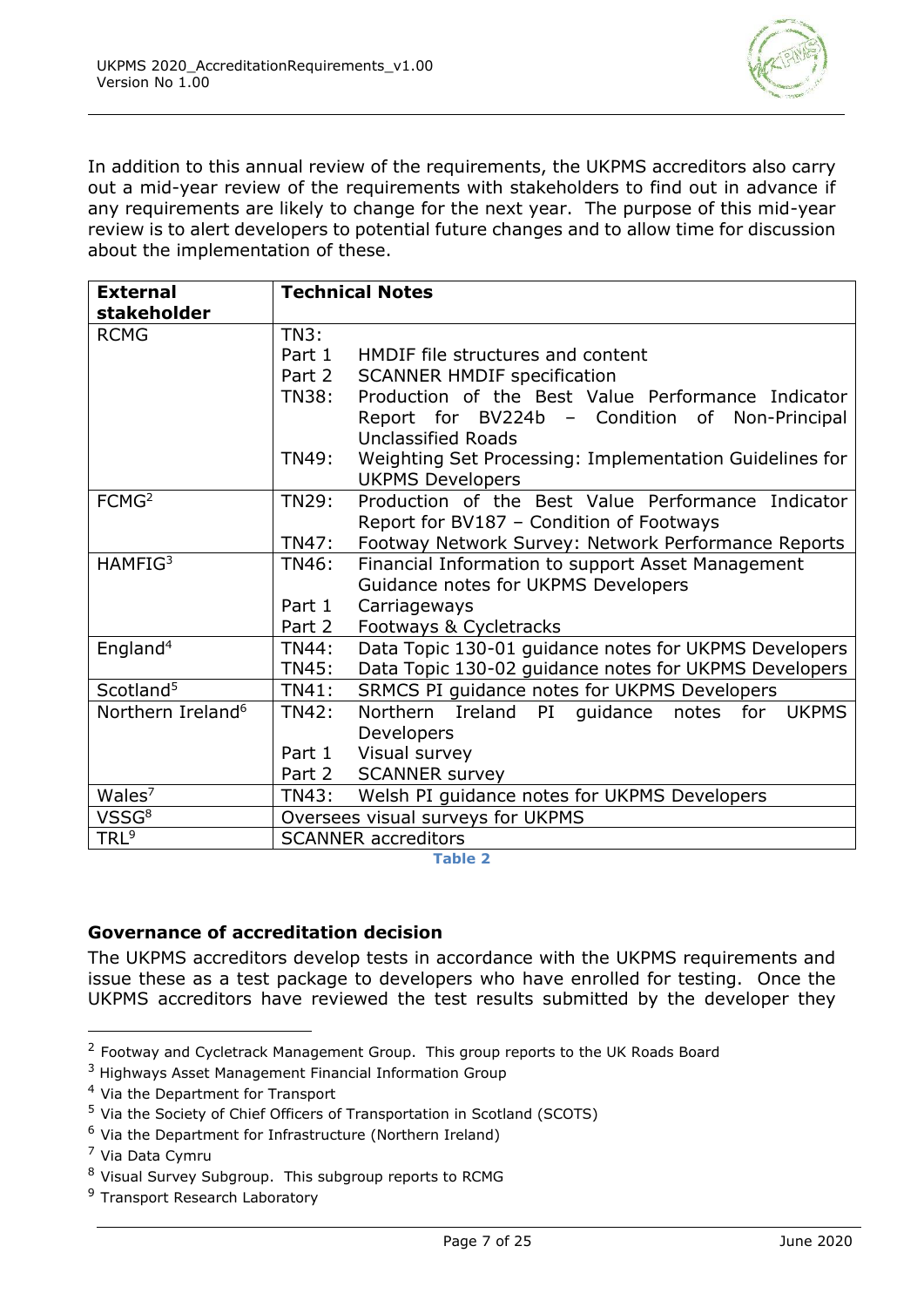In addition to this annual review of the requirements, the UKPMS accreditors also carry out a mid-year review of the requirements with stakeholders to find out in advance if any requirements are likely to change for the next year. The purpose of this mid-year review is to alert developers to potential future changes and to allow time for discussion about the implementation of these.

| External stakeholder | Technical Notes |
|---|---|
| RCMG | TN3:<br>Part 1 HMDIF file structures and content<br>Part 2 SCANNER HMDIF specification<br>TN38: Production of the Best Value Performance Indicator Report for BV224b – Condition of Non-Principal Unclassified Roads<br>TN49: Weighting Set Processing: Implementation Guidelines for UKPMS Developers |
| FCMG[2] | TN29: Production of the Best Value Performance Indicator Report for BV187 – Condition of Footways<br>TN47: Footway Network Survey: Network Performance Reports |
| HAMFIG[3] | TN46: Financial Information to support Asset Management Guidance notes for UKPMS Developers<br>Part 1 Carriageways<br>Part 2 Footways & Cycletracks |
| England[4] | TN44: Data Topic 130-01 guidance notes for UKPMS Developers<br>TN45: Data Topic 130-02 guidance notes for UKPMS Developers |
| Scotland[5] | TN41: SRMCS PI guidance notes for UKPMS Developers |
| Northern Ireland[6] | TN42: Northern Ireland PI guidance notes for UKPMS Developers<br>Part 1 Visual survey<br>Part 2 SCANNER survey |
| Wales[7] | TN43: Welsh PI guidance notes for UKPMS Developers |
| VSSG[8] | Oversees visual surveys for UKPMS |
| TRL[9] | SCANNER accreditors |

Table 2

### Governance of accreditation decision

The UKPMS accreditors develop tests in accordance with the UKPMS requirements and issue these as a test package to developers who have enrolled for testing. Once the UKPMS accreditors have reviewed the test results submitted by the developer they

[2] Footway and Cycletrack Management Group. This group reports to the UK Roads Board

[3] Highways Asset Management Financial Information Group

[4] Via the Department for Transport

[5] Via the Society of Chief Officers of Transportation in Scotland (SCOTS)

[6] Via the Department for Infrastructure (Northern Ireland)

[7] Via Data Cymru

[8] Visual Survey Subgroup. This subgroup reports to RCMG

[9] Transport Research Laboratory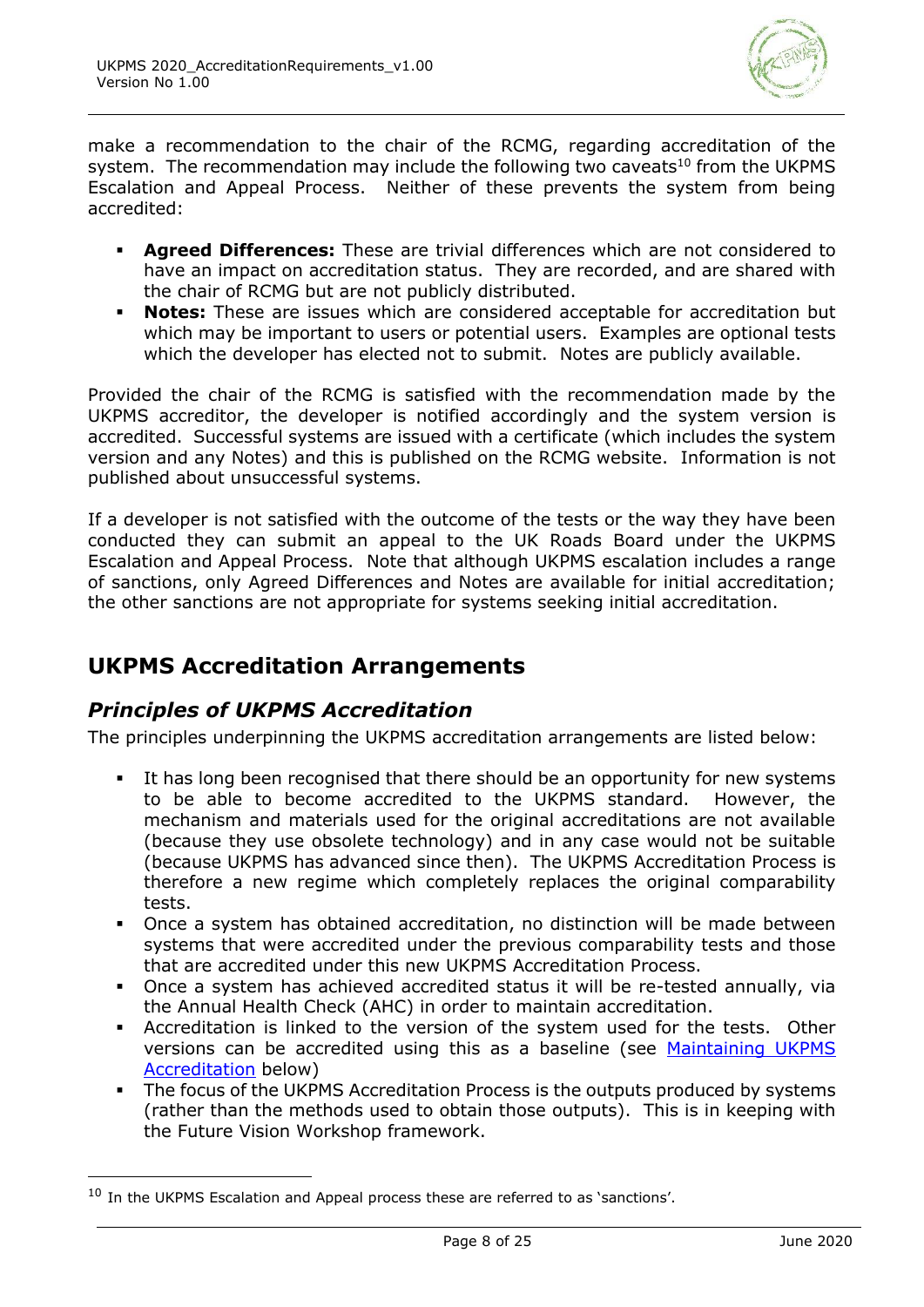make a recommendation to the chair of the RCMG, regarding accreditation of the system. The recommendation may include the following two caveats[10] from the UKPMS Escalation and Appeal Process. Neither of these prevents the system from being accredited:

- **Agreed Differences:** These are trivial differences which are not considered to have an impact on accreditation status. They are recorded, and are shared with the chair of RCMG but are not publicly distributed.
- **Notes:** These are issues which are considered acceptable for accreditation but which may be important to users or potential users. Examples are optional tests which the developer has elected not to submit. Notes are publicly available.

Provided the chair of the RCMG is satisfied with the recommendation made by the UKPMS accreditor, the developer is notified accordingly and the system version is accredited. Successful systems are issued with a certificate (which includes the system version and any Notes) and this is published on the RCMG website. Information is not published about unsuccessful systems.

If a developer is not satisfied with the outcome of the tests or the way they have been conducted they can submit an appeal to the UK Roads Board under the UKPMS Escalation and Appeal Process. Note that although UKPMS escalation includes a range of sanctions, only Agreed Differences and Notes are available for initial accreditation; the other sanctions are not appropriate for systems seeking initial accreditation.

## UKPMS Accreditation Arrangements

### *Principles of UKPMS Accreditation*

The principles underpinning the UKPMS accreditation arrangements are listed below:

- It has long been recognised that there should be an opportunity for new systems to be able to become accredited to the UKPMS standard. However, the mechanism and materials used for the original accreditations are not available (because they use obsolete technology) and in any case would not be suitable (because UKPMS has advanced since then). The UKPMS Accreditation Process is therefore a new regime which completely replaces the original comparability tests.
- Once a system has obtained accreditation, no distinction will be made between systems that were accredited under the previous comparability tests and those that are accredited under this new UKPMS Accreditation Process.
- Once a system has achieved accredited status it will be re-tested annually, via the Annual Health Check (AHC) in order to maintain accreditation.
- Accreditation is linked to the version of the system used for the tests. Other versions can be accredited using this as a baseline (see Maintaining UKPMS Accreditation below)
- The focus of the UKPMS Accreditation Process is the outputs produced by systems (rather than the methods used to obtain those outputs). This is in keeping with the Future Vision Workshop framework.

[10] In the UKPMS Escalation and Appeal process these are referred to as 'sanctions'.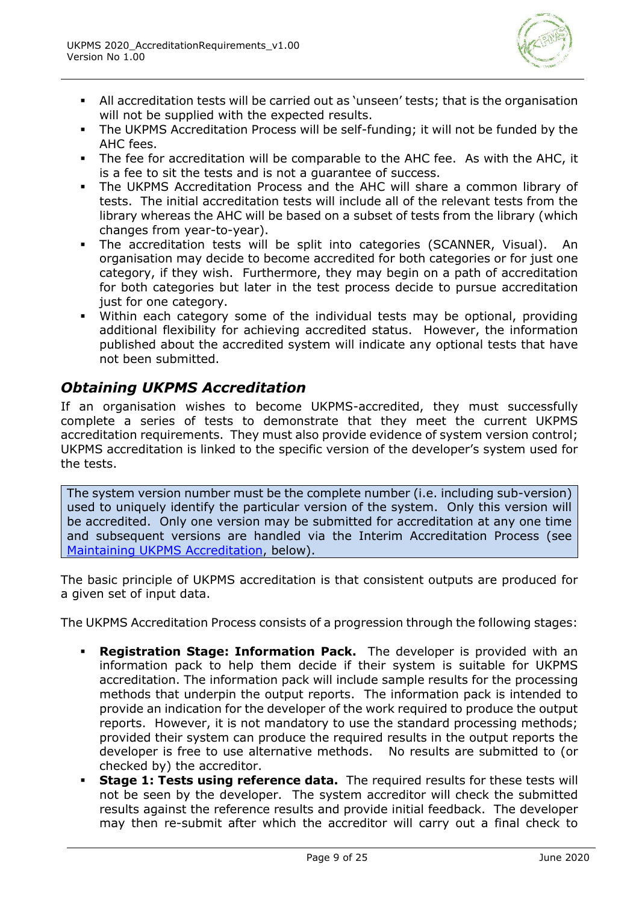- All accreditation tests will be carried out as 'unseen' tests; that is the organisation will not be supplied with the expected results.
- The UKPMS Accreditation Process will be self-funding; it will not be funded by the AHC fees.
- The fee for accreditation will be comparable to the AHC fee. As with the AHC, it is a fee to sit the tests and is not a guarantee of success.
- The UKPMS Accreditation Process and the AHC will share a common library of tests. The initial accreditation tests will include all of the relevant tests from the library whereas the AHC will be based on a subset of tests from the library (which changes from year-to-year).
- The accreditation tests will be split into categories (SCANNER, Visual). An organisation may decide to become accredited for both categories or for just one category, if they wish. Furthermore, they may begin on a path of accreditation for both categories but later in the test process decide to pursue accreditation just for one category.
- Within each category some of the individual tests may be optional, providing additional flexibility for achieving accredited status. However, the information published about the accredited system will indicate any optional tests that have not been submitted.

## *Obtaining UKPMS Accreditation*

If an organisation wishes to become UKPMS-accredited, they must successfully complete a series of tests to demonstrate that they meet the current UKPMS accreditation requirements. They must also provide evidence of system version control; UKPMS accreditation is linked to the specific version of the developer's system used for the tests.

> The system version number must be the complete number (i.e. including sub-version) used to uniquely identify the particular version of the system. Only this version will be accredited. Only one version may be submitted for accreditation at any one time and subsequent versions are handled via the Interim Accreditation Process (see Maintaining UKPMS Accreditation, below).

The basic principle of UKPMS accreditation is that consistent outputs are produced for a given set of input data.

The UKPMS Accreditation Process consists of a progression through the following stages:

- **Registration Stage: Information Pack.** The developer is provided with an information pack to help them decide if their system is suitable for UKPMS accreditation. The information pack will include sample results for the processing methods that underpin the output reports. The information pack is intended to provide an indication for the developer of the work required to produce the output reports. However, it is not mandatory to use the standard processing methods; provided their system can produce the required results in the output reports the developer is free to use alternative methods. No results are submitted to (or checked by) the accreditor.
- **Stage 1: Tests using reference data.** The required results for these tests will not be seen by the developer. The system accreditor will check the submitted results against the reference results and provide initial feedback. The developer may then re-submit after which the accreditor will carry out a final check to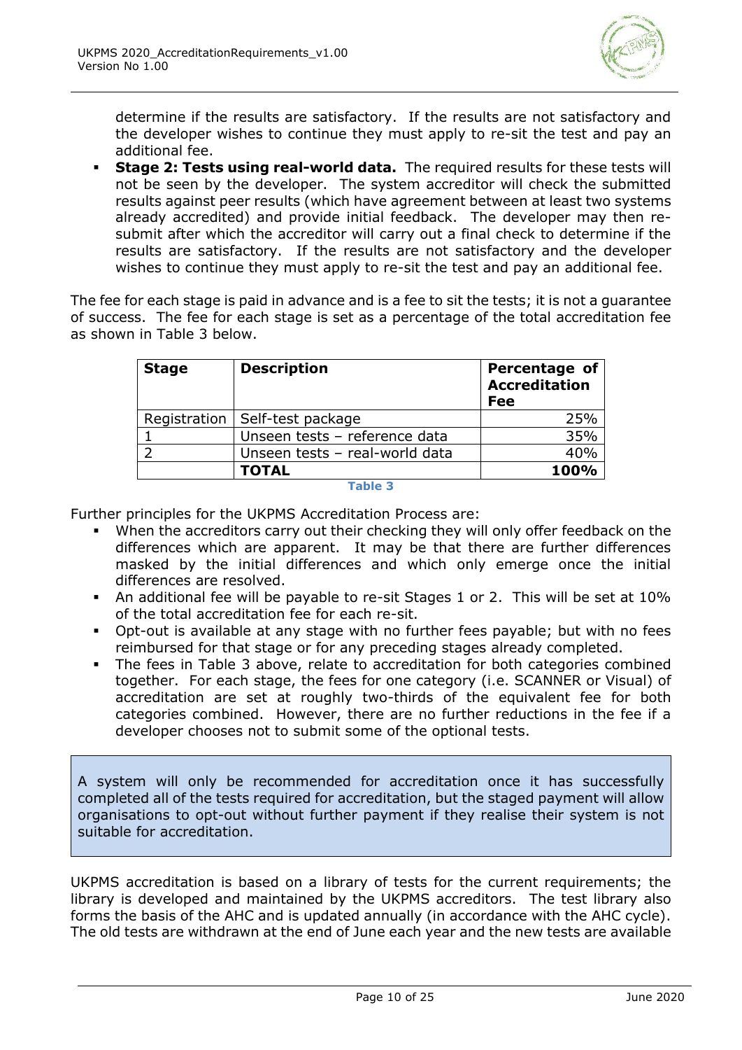determine if the results are satisfactory. If the results are not satisfactory and the developer wishes to continue they must apply to re-sit the test and pay an additional fee.

- **Stage 2: Tests using real-world data.** The required results for these tests will not be seen by the developer. The system accreditor will check the submitted results against peer results (which have agreement between at least two systems already accredited) and provide initial feedback. The developer may then re-submit after which the accreditor will carry out a final check to determine if the results are satisfactory. If the results are not satisfactory and the developer wishes to continue they must apply to re-sit the test and pay an additional fee.

The fee for each stage is paid in advance and is a fee to sit the tests; it is not a guarantee of success. The fee for each stage is set as a percentage of the total accreditation fee as shown in Table 3 below.

| Stage | Description | Percentage of Accreditation Fee |
|---|---|---:|
| Registration | Self-test package | 25% |
| 1 | Unseen tests – reference data | 35% |
| 2 | Unseen tests – real-world data | 40% |
| | **TOTAL** | **100%** |

Table 3

Further principles for the UKPMS Accreditation Process are:

- When the accreditors carry out their checking they will only offer feedback on the differences which are apparent. It may be that there are further differences masked by the initial differences and which only emerge once the initial differences are resolved.
- An additional fee will be payable to re-sit Stages 1 or 2. This will be set at 10% of the total accreditation fee for each re-sit.
- Opt-out is available at any stage with no further fees payable; but with no fees reimbursed for that stage or for any preceding stages already completed.
- The fees in Table 3 above, relate to accreditation for both categories combined together. For each stage, the fees for one category (i.e. SCANNER or Visual) of accreditation are set at roughly two-thirds of the equivalent fee for both categories combined. However, there are no further reductions in the fee if a developer chooses not to submit some of the optional tests.

> A system will only be recommended for accreditation once it has successfully completed all of the tests required for accreditation, but the staged payment will allow organisations to opt-out without further payment if they realise their system is not suitable for accreditation.

UKPMS accreditation is based on a library of tests for the current requirements; the library is developed and maintained by the UKPMS accreditors. The test library also forms the basis of the AHC and is updated annually (in accordance with the AHC cycle). The old tests are withdrawn at the end of June each year and the new tests are available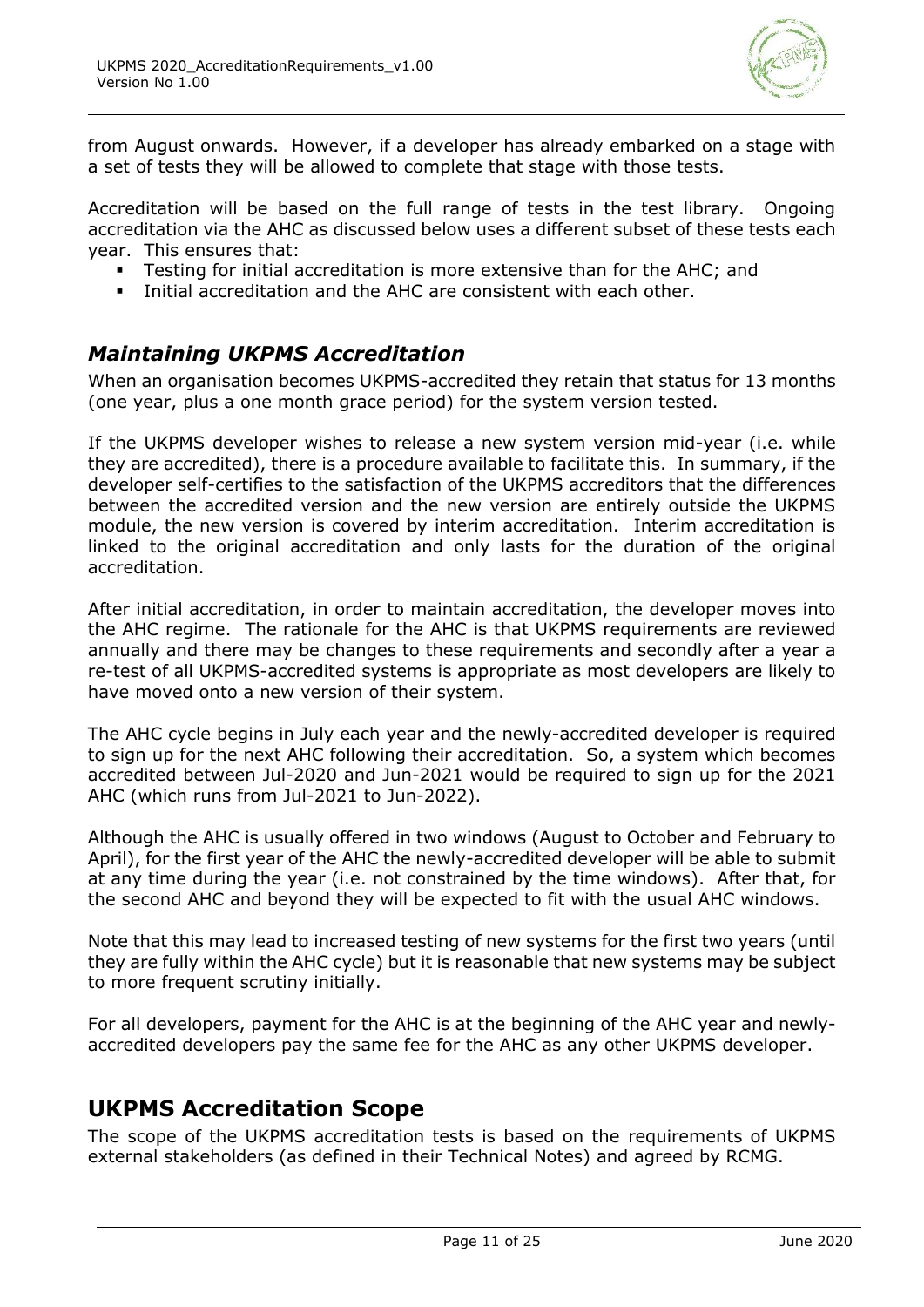from August onwards. However, if a developer has already embarked on a stage with a set of tests they will be allowed to complete that stage with those tests.

Accreditation will be based on the full range of tests in the test library. Ongoing accreditation via the AHC as discussed below uses a different subset of these tests each year. This ensures that:

- Testing for initial accreditation is more extensive than for the AHC; and
- Initial accreditation and the AHC are consistent with each other.

## *Maintaining UKPMS Accreditation*

When an organisation becomes UKPMS-accredited they retain that status for 13 months (one year, plus a one month grace period) for the system version tested.

If the UKPMS developer wishes to release a new system version mid-year (i.e. while they are accredited), there is a procedure available to facilitate this. In summary, if the developer self-certifies to the satisfaction of the UKPMS accreditors that the differences between the accredited version and the new version are entirely outside the UKPMS module, the new version is covered by interim accreditation. Interim accreditation is linked to the original accreditation and only lasts for the duration of the original accreditation.

After initial accreditation, in order to maintain accreditation, the developer moves into the AHC regime. The rationale for the AHC is that UKPMS requirements are reviewed annually and there may be changes to these requirements and secondly after a year a re-test of all UKPMS-accredited systems is appropriate as most developers are likely to have moved onto a new version of their system.

The AHC cycle begins in July each year and the newly-accredited developer is required to sign up for the next AHC following their accreditation. So, a system which becomes accredited between Jul-2020 and Jun-2021 would be required to sign up for the 2021 AHC (which runs from Jul-2021 to Jun-2022).

Although the AHC is usually offered in two windows (August to October and February to April), for the first year of the AHC the newly-accredited developer will be able to submit at any time during the year (i.e. not constrained by the time windows). After that, for the second AHC and beyond they will be expected to fit with the usual AHC windows.

Note that this may lead to increased testing of new systems for the first two years (until they are fully within the AHC cycle) but it is reasonable that new systems may be subject to more frequent scrutiny initially.

For all developers, payment for the AHC is at the beginning of the AHC year and newly-accredited developers pay the same fee for the AHC as any other UKPMS developer.

# UKPMS Accreditation Scope

The scope of the UKPMS accreditation tests is based on the requirements of UKPMS external stakeholders (as defined in their Technical Notes) and agreed by RCMG.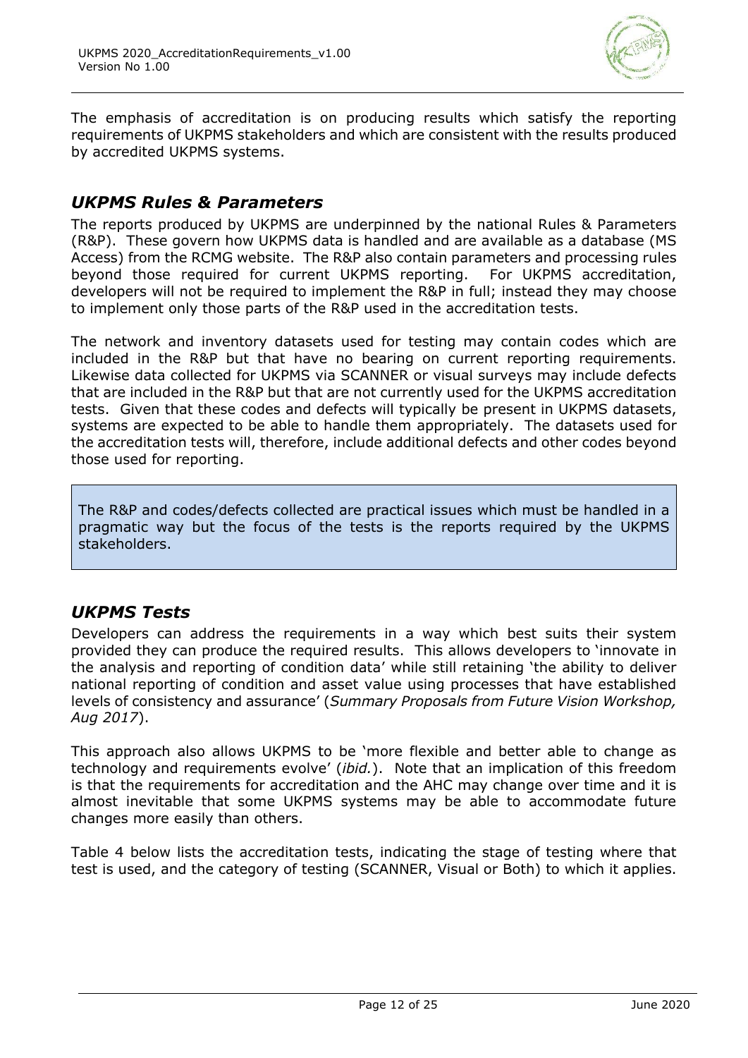The emphasis of accreditation is on producing results which satisfy the reporting requirements of UKPMS stakeholders and which are consistent with the results produced by accredited UKPMS systems.

## *UKPMS Rules & Parameters*

The reports produced by UKPMS are underpinned by the national Rules & Parameters (R&P). These govern how UKPMS data is handled and are available as a database (MS Access) from the RCMG website. The R&P also contain parameters and processing rules beyond those required for current UKPMS reporting. For UKPMS accreditation, developers will not be required to implement the R&P in full; instead they may choose to implement only those parts of the R&P used in the accreditation tests.

The network and inventory datasets used for testing may contain codes which are included in the R&P but that have no bearing on current reporting requirements. Likewise data collected for UKPMS via SCANNER or visual surveys may include defects that are included in the R&P but that are not currently used for the UKPMS accreditation tests. Given that these codes and defects will typically be present in UKPMS datasets, systems are expected to be able to handle them appropriately. The datasets used for the accreditation tests will, therefore, include additional defects and other codes beyond those used for reporting.

> The R&P and codes/defects collected are practical issues which must be handled in a pragmatic way but the focus of the tests is the reports required by the UKPMS stakeholders.

## *UKPMS Tests*

Developers can address the requirements in a way which best suits their system provided they can produce the required results. This allows developers to 'innovate in the analysis and reporting of condition data' while still retaining 'the ability to deliver national reporting of condition and asset value using processes that have established levels of consistency and assurance' (*Summary Proposals from Future Vision Workshop, Aug 2017*).

This approach also allows UKPMS to be 'more flexible and better able to change as technology and requirements evolve' (*ibid.*). Note that an implication of this freedom is that the requirements for accreditation and the AHC may change over time and it is almost inevitable that some UKPMS systems may be able to accommodate future changes more easily than others.

Table 4 below lists the accreditation tests, indicating the stage of testing where that test is used, and the category of testing (SCANNER, Visual or Both) to which it applies.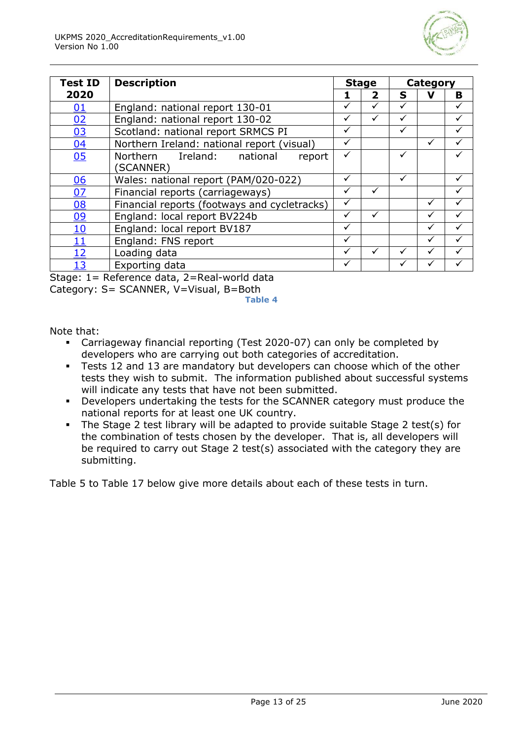| Test ID 2020 | Description | Stage | | Category | | |
|---|---|---|---|---|---|---|
| | | 1 | 2 | S | V | B |
| 01 | England: national report 130-01 | ✓ | ✓ | ✓ | | ✓ |
| 02 | England: national report 130-02 | ✓ | ✓ | ✓ | | ✓ |
| 03 | Scotland: national report SRMCS PI | ✓ | | ✓ | | ✓ |
| 04 | Northern Ireland: national report (visual) | ✓ | | | ✓ | ✓ |
| 05 | Northern Ireland: national report (SCANNER) | ✓ | | ✓ | | ✓ |
| 06 | Wales: national report (PAM/020-022) | ✓ | | ✓ | | ✓ |
| 07 | Financial reports (carriageways) | ✓ | ✓ | | | ✓ |
| 08 | Financial reports (footways and cycletracks) | ✓ | | | ✓ | ✓ |
| 09 | England: local report BV224b | ✓ | ✓ | | ✓ | ✓ |
| 10 | England: local report BV187 | ✓ | | | ✓ | ✓ |
| 11 | England: FNS report | ✓ | | | ✓ | ✓ |
| 12 | Loading data | ✓ | ✓ | ✓ | ✓ | ✓ |
| 13 | Exporting data | ✓ | | ✓ | ✓ | ✓ |

Stage: 1= Reference data, 2=Real-world data
Category: S= SCANNER, V=Visual, B=Both

**Table 4**

Note that:

- Carriageway financial reporting (Test 2020-07) can only be completed by developers who are carrying out both categories of accreditation.
- Tests 12 and 13 are mandatory but developers can choose which of the other tests they wish to submit. The information published about successful systems will indicate any tests that have not been submitted.
- Developers undertaking the tests for the SCANNER category must produce the national reports for at least one UK country.
- The Stage 2 test library will be adapted to provide suitable Stage 2 test(s) for the combination of tests chosen by the developer. That is, all developers will be required to carry out Stage 2 test(s) associated with the category they are submitting.

Table 5 to Table 17 below give more details about each of these tests in turn.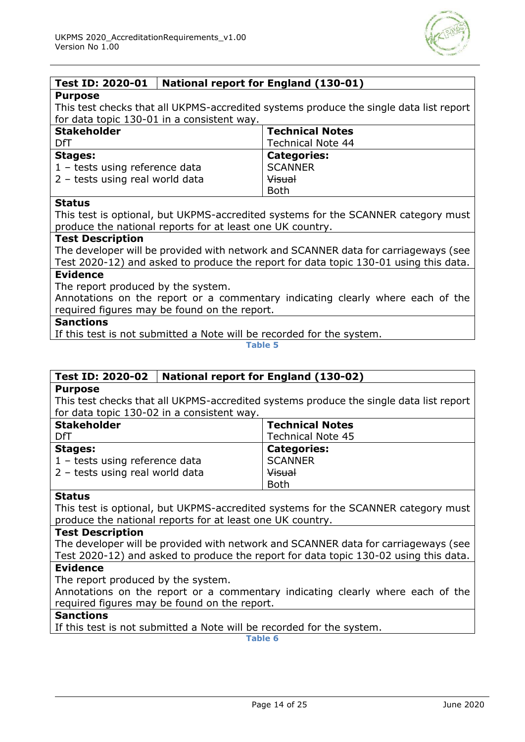| Test ID: 2020-01 | National report for England (130-01) |
|---|---|
| **Purpose** | |
| This test checks that all UKPMS-accredited systems produce the single data list report for data topic 130-01 in a consistent way. | |
| **Stakeholder** | **Technical Notes** |
| DfT | Technical Note 44 |
| **Stages:**<br>1 – tests using reference data<br>2 – tests using real world data | **Categories:**<br>SCANNER<br>~~Visual~~<br>Both |
| **Status** | |
| This test is optional, but UKPMS-accredited systems for the SCANNER category must produce the national reports for at least one UK country. | |
| **Test Description** | |
| The developer will be provided with network and SCANNER data for carriageways (see Test 2020-12) and asked to produce the report for data topic 130-01 using this data. | |
| **Evidence** | |
| The report produced by the system.<br>Annotations on the report or a commentary indicating clearly where each of the required figures may be found on the report. | |
| **Sanctions** | |
| If this test is not submitted a Note will be recorded for the system. | |

Table 5

| Test ID: 2020-02 | National report for England (130-02) |
|---|---|
| **Purpose** | |
| This test checks that all UKPMS-accredited systems produce the single data list report for data topic 130-02 in a consistent way. | |
| **Stakeholder** | **Technical Notes** |
| DfT | Technical Note 45 |
| **Stages:**<br>1 – tests using reference data<br>2 – tests using real world data | **Categories:**<br>SCANNER<br>~~Visual~~<br>Both |
| **Status** | |
| This test is optional, but UKPMS-accredited systems for the SCANNER category must produce the national reports for at least one UK country. | |
| **Test Description** | |
| The developer will be provided with network and SCANNER data for carriageways (see Test 2020-12) and asked to produce the report for data topic 130-02 using this data. | |
| **Evidence** | |
| The report produced by the system.<br>Annotations on the report or a commentary indicating clearly where each of the required figures may be found on the report. | |
| **Sanctions** | |
| If this test is not submitted a Note will be recorded for the system. | |

Table 6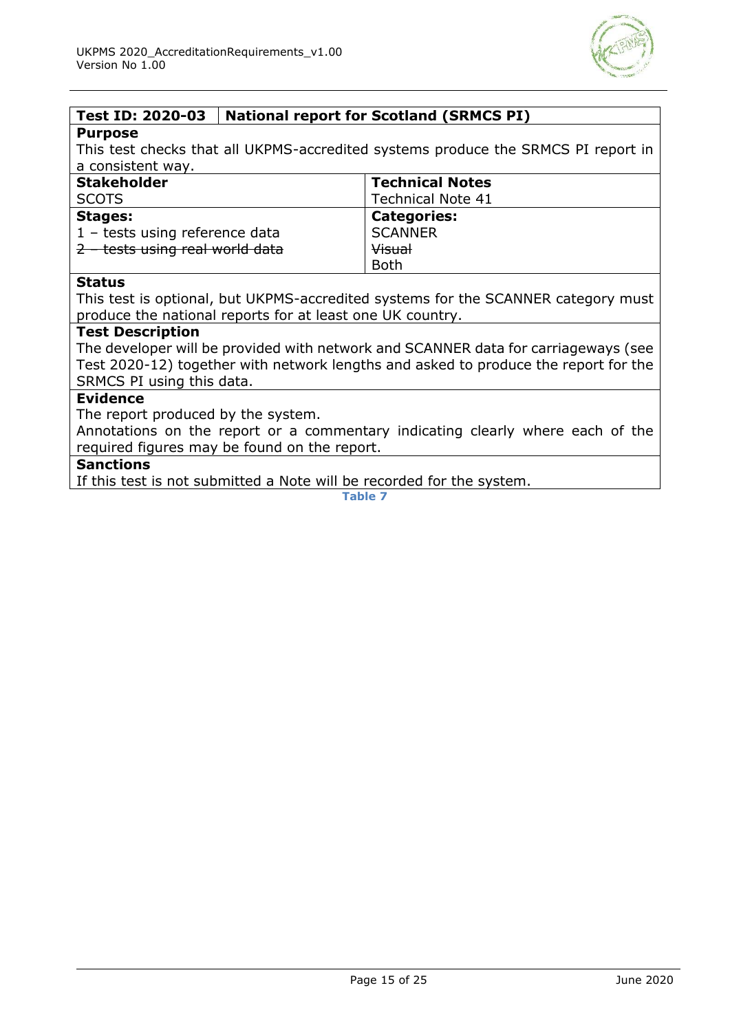| **Test ID: 2020-03** | **National report for Scotland (SRMCS PI)** |
|---|---|
| **Purpose**<br>This test checks that all UKPMS-accredited systems produce the SRMCS PI report in a consistent way. | |
| **Stakeholder**<br>SCOTS | **Technical Notes**<br>Technical Note 41 |
| **Stages:**<br>1 – tests using reference data<br>~~2 – tests using real world data~~ | **Categories:**<br>SCANNER<br>~~Visual~~<br>Both |
| **Status**<br>This test is optional, but UKPMS-accredited systems for the SCANNER category must produce the national reports for at least one UK country. | |
| **Test Description**<br>The developer will be provided with network and SCANNER data for carriageways (see Test 2020-12) together with network lengths and asked to produce the report for the SRMCS PI using this data. | |
| **Evidence**<br>The report produced by the system.<br>Annotations on the report or a commentary indicating clearly where each of the required figures may be found on the report. | |
| **Sanctions**<br>If this test is not submitted a Note will be recorded for the system. | |

**Table 7**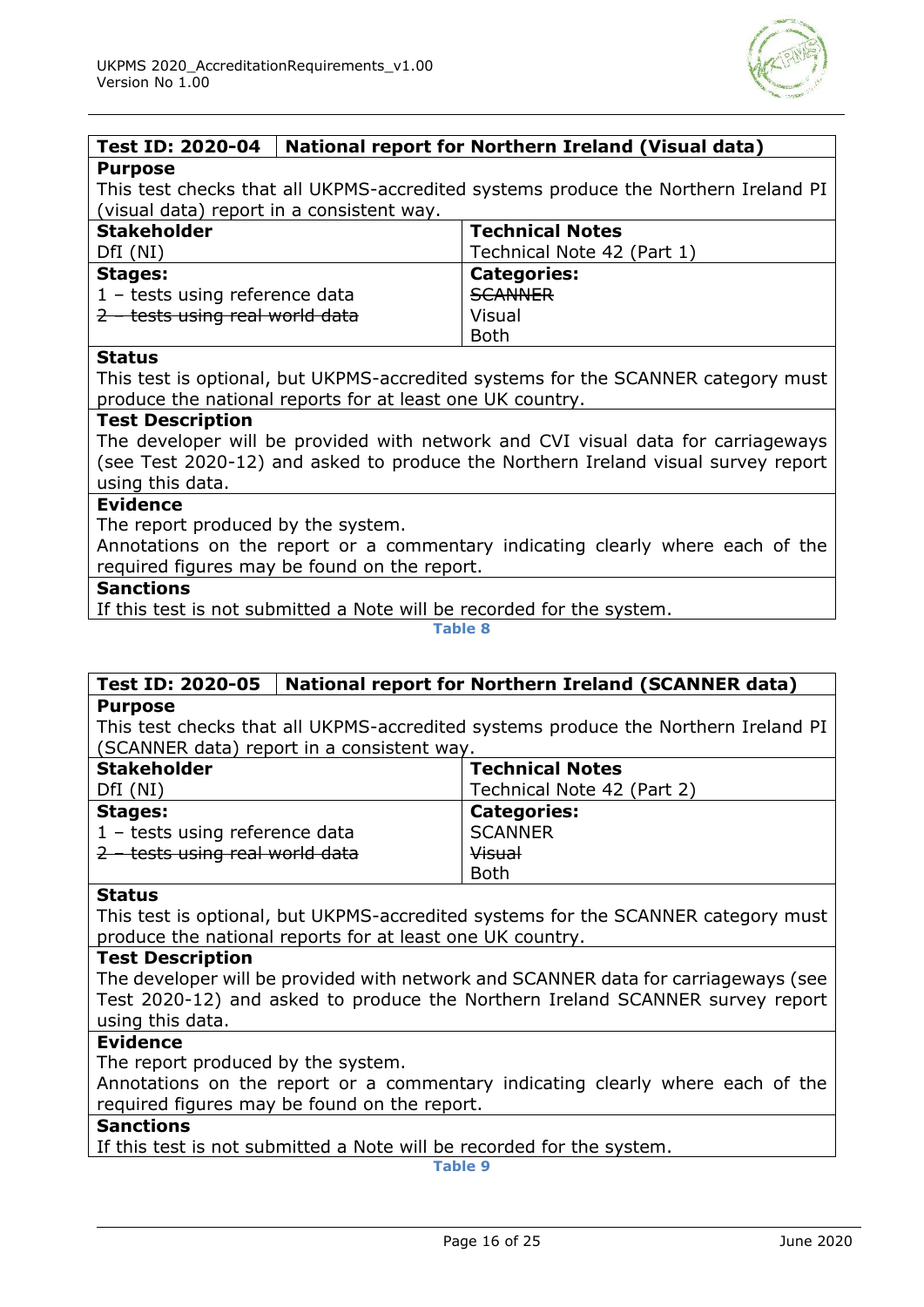| Test ID: 2020-04 | National report for Northern Ireland (Visual data) |
|---|---|
| **Purpose**<br>This test checks that all UKPMS-accredited systems produce the Northern Ireland PI (visual data) report in a consistent way. | |
| **Stakeholder**<br>DfI (NI) | **Technical Notes**<br>Technical Note 42 (Part 1) |
| **Stages:**<br>1 – tests using reference data<br>~~2 – tests using real world data~~ | **Categories:**<br>~~SCANNER~~<br>Visual<br>Both |
| **Status**<br>This test is optional, but UKPMS-accredited systems for the SCANNER category must produce the national reports for at least one UK country. | |
| **Test Description**<br>The developer will be provided with network and CVI visual data for carriageways (see Test 2020-12) and asked to produce the Northern Ireland visual survey report using this data. | |
| **Evidence**<br>The report produced by the system.<br>Annotations on the report or a commentary indicating clearly where each of the required figures may be found on the report. | |
| **Sanctions**<br>If this test is not submitted a Note will be recorded for the system. | |

Table 8

| Test ID: 2020-05 | National report for Northern Ireland (SCANNER data) |
|---|---|
| **Purpose**<br>This test checks that all UKPMS-accredited systems produce the Northern Ireland PI (SCANNER data) report in a consistent way. | |
| **Stakeholder**<br>DfI (NI) | **Technical Notes**<br>Technical Note 42 (Part 2) |
| **Stages:**<br>1 – tests using reference data<br>~~2 – tests using real world data~~ | **Categories:**<br>SCANNER<br>~~Visual~~<br>Both |
| **Status**<br>This test is optional, but UKPMS-accredited systems for the SCANNER category must produce the national reports for at least one UK country. | |
| **Test Description**<br>The developer will be provided with network and SCANNER data for carriageways (see Test 2020-12) and asked to produce the Northern Ireland SCANNER survey report using this data. | |
| **Evidence**<br>The report produced by the system.<br>Annotations on the report or a commentary indicating clearly where each of the required figures may be found on the report. | |
| **Sanctions**<br>If this test is not submitted a Note will be recorded for the system. | |

Table 9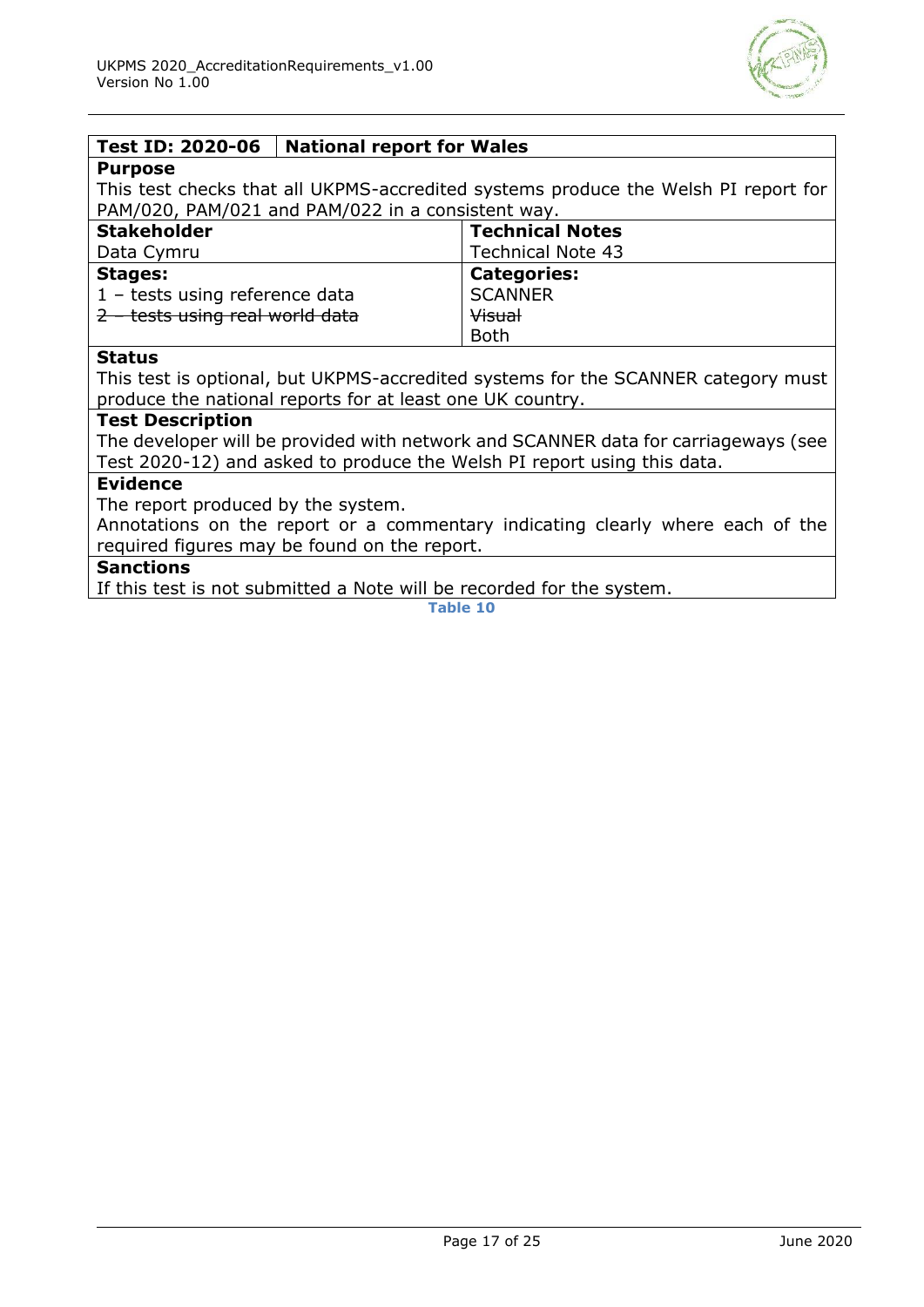| **Test ID: 2020-06** | **National report for Wales** |
| --- | --- |
| **Purpose**<br>This test checks that all UKPMS-accredited systems produce the Welsh PI report for PAM/020, PAM/021 and PAM/022 in a consistent way. | |
| **Stakeholder**<br>Data Cymru | **Technical Notes**<br>Technical Note 43 |
| **Stages:**<br>1 – tests using reference data<br>~~2 – tests using real world data~~ | **Categories:**<br>SCANNER<br>~~Visual~~<br>Both |
| **Status**<br>This test is optional, but UKPMS-accredited systems for the SCANNER category must produce the national reports for at least one UK country. | |
| **Test Description**<br>The developer will be provided with network and SCANNER data for carriageways (see Test 2020-12) and asked to produce the Welsh PI report using this data. | |
| **Evidence**<br>The report produced by the system.<br>Annotations on the report or a commentary indicating clearly where each of the required figures may be found on the report. | |
| **Sanctions**<br>If this test is not submitted a Note will be recorded for the system. | |

**Table 10**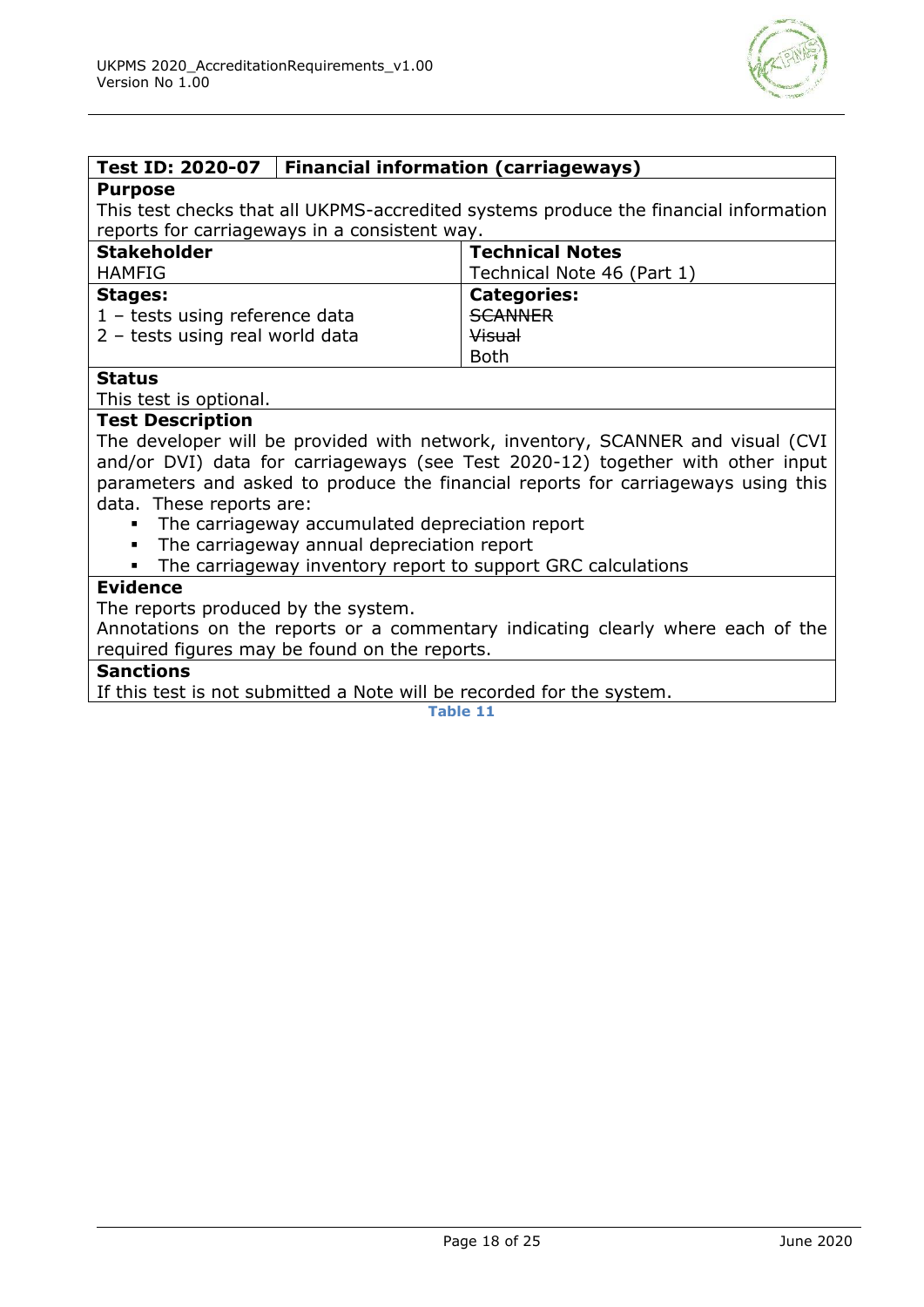| **Test ID: 2020-07** | **Financial information (carriageways)** |
|---|---|

**Purpose**

This test checks that all UKPMS-accredited systems produce the financial information reports for carriageways in a consistent way.

| **Stakeholder** | **Technical Notes** |
|---|---|
| HAMFIG | Technical Note 46 (Part 1) |
| **Stages:** | **Categories:** |
| 1 – tests using reference data<br>2 – tests using real world data | ~~SCANNER~~<br>~~Visual~~<br>Both |

**Status**

This test is optional.

**Test Description**

The developer will be provided with network, inventory, SCANNER and visual (CVI and/or DVI) data for carriageways (see Test 2020-12) together with other input parameters and asked to produce the financial reports for carriageways using this data. These reports are:

- The carriageway accumulated depreciation report
- The carriageway annual depreciation report
- The carriageway inventory report to support GRC calculations

**Evidence**

The reports produced by the system.

Annotations on the reports or a commentary indicating clearly where each of the required figures may be found on the reports.

**Sanctions**

If this test is not submitted a Note will be recorded for the system.

Table 11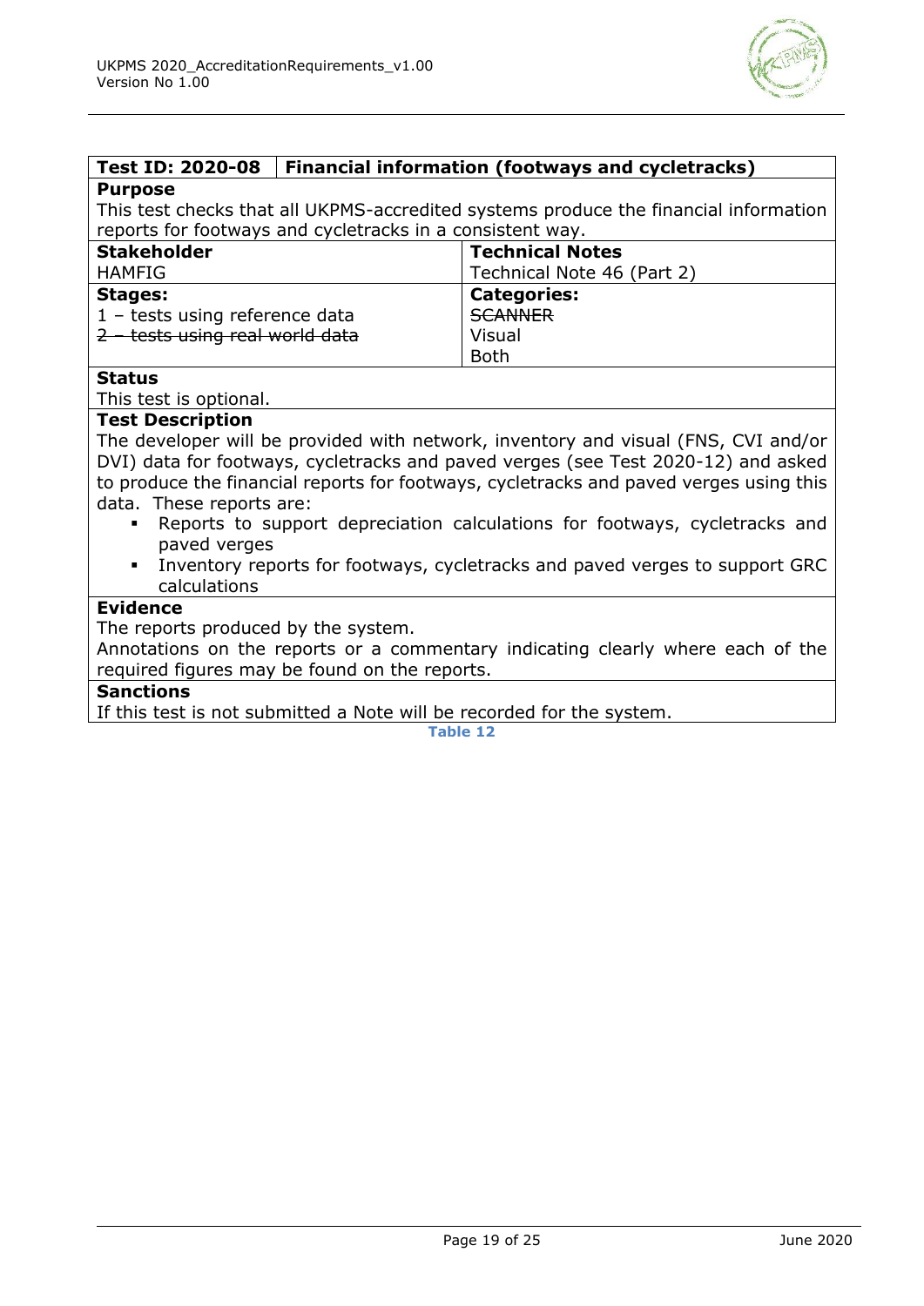| Test ID: 2020-08 | Financial information (footways and cycletracks) |
|---|---|
| **Purpose**<br>This test checks that all UKPMS-accredited systems produce the financial information reports for footways and cycletracks in a consistent way. | |
| **Stakeholder**<br>HAMFIG | **Technical Notes**<br>Technical Note 46 (Part 2) |
| **Stages:**<br>1 – tests using reference data<br>~~2 – tests using real world data~~ | **Categories:**<br>~~SCANNER~~<br>Visual<br>Both |
| **Status**<br>This test is optional. | |
| **Test Description**<br>The developer will be provided with network, inventory and visual (FNS, CVI and/or DVI) data for footways, cycletracks and paved verges (see Test 2020-12) and asked to produce the financial reports for footways, cycletracks and paved verges using this data. These reports are:<br>▪ Reports to support depreciation calculations for footways, cycletracks and paved verges<br>▪ Inventory reports for footways, cycletracks and paved verges to support GRC calculations | |
| **Evidence**<br>The reports produced by the system.<br>Annotations on the reports or a commentary indicating clearly where each of the required figures may be found on the reports. | |
| **Sanctions**<br>If this test is not submitted a Note will be recorded for the system. | |

Table 12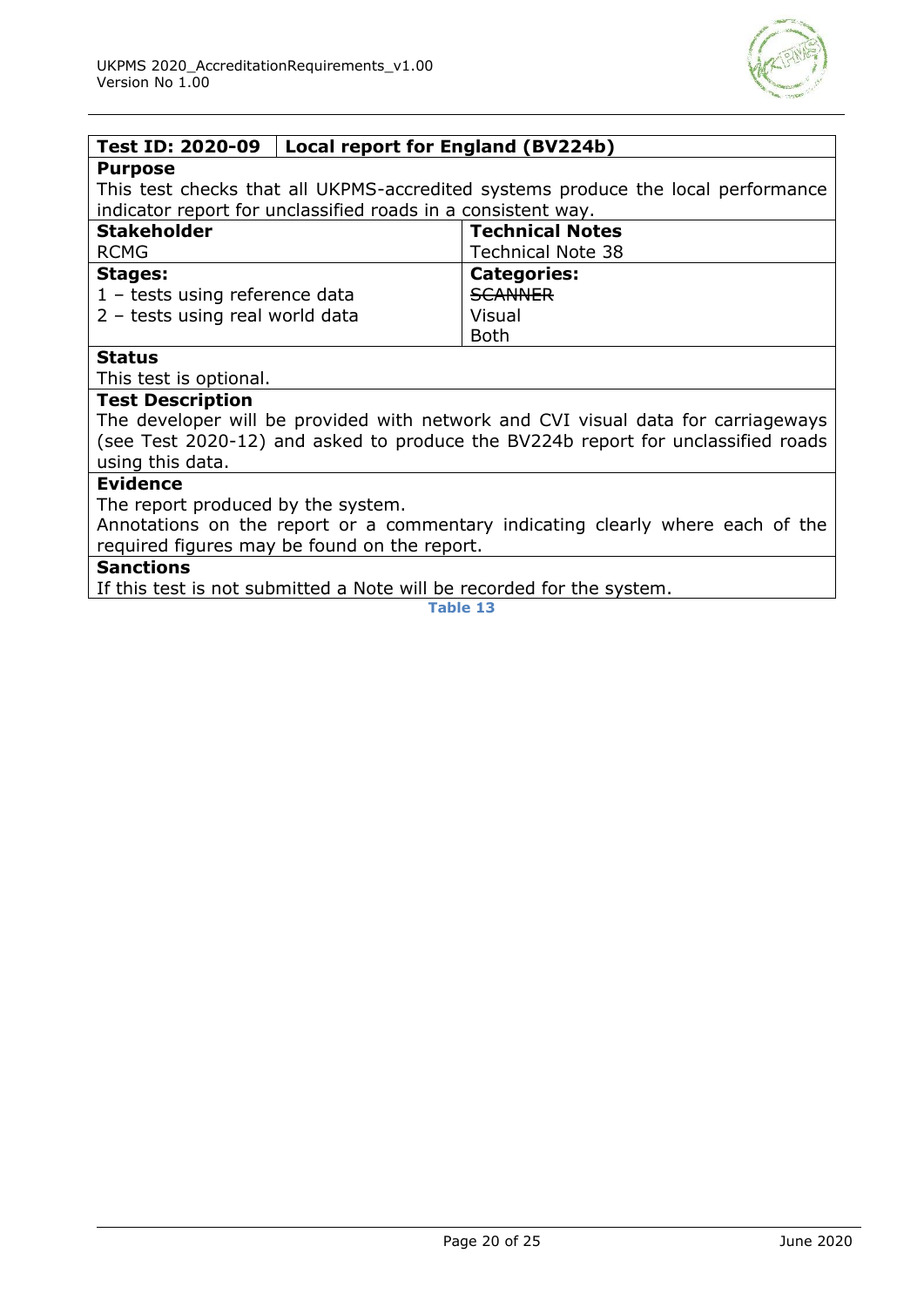| Test ID: 2020-09 | Local report for England (BV224b) |
|---|---|
| **Purpose**<br>This test checks that all UKPMS-accredited systems produce the local performance indicator report for unclassified roads in a consistent way. | |
| **Stakeholder**<br>RCMG | **Technical Notes**<br>Technical Note 38 |
| **Stages:**<br>1 – tests using reference data<br>2 – tests using real world data | **Categories:**<br>~~SCANNER~~<br>Visual<br>Both |
| **Status**<br>This test is optional. | |
| **Test Description**<br>The developer will be provided with network and CVI visual data for carriageways (see Test 2020-12) and asked to produce the BV224b report for unclassified roads using this data. | |
| **Evidence**<br>The report produced by the system.<br>Annotations on the report or a commentary indicating clearly where each of the required figures may be found on the report. | |
| **Sanctions**<br>If this test is not submitted a Note will be recorded for the system. | |

Table 13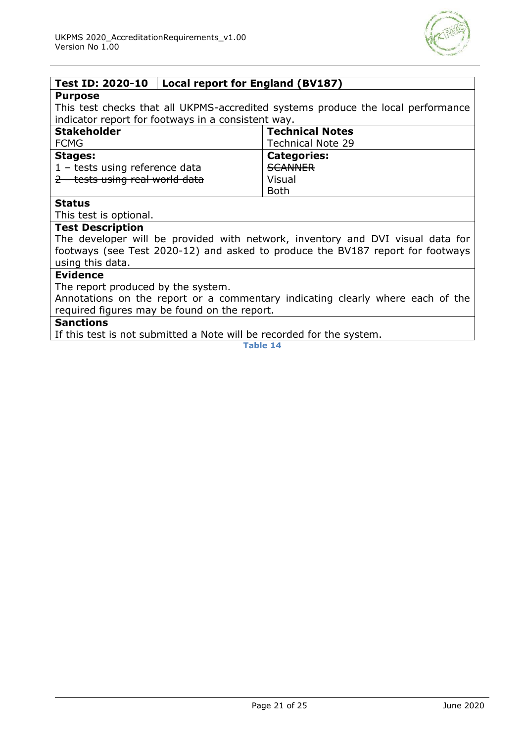| Test ID: 2020-10 | Local report for England (BV187) |
| --- | --- |
| **Purpose**<br>This test checks that all UKPMS-accredited systems produce the local performance indicator report for footways in a consistent way. | |
| **Stakeholder**<br>FCMG | **Technical Notes**<br>Technical Note 29 |
| **Stages:**<br>1 – tests using reference data<br>~~2 – tests using real world data~~ | **Categories:**<br>~~SCANNER~~<br>Visual<br>Both |
| **Status**<br>This test is optional. | |
| **Test Description**<br>The developer will be provided with network, inventory and DVI visual data for footways (see Test 2020-12) and asked to produce the BV187 report for footways using this data. | |
| **Evidence**<br>The report produced by the system.<br>Annotations on the report or a commentary indicating clearly where each of the required figures may be found on the report. | |
| **Sanctions**<br>If this test is not submitted a Note will be recorded for the system. | |

Table 14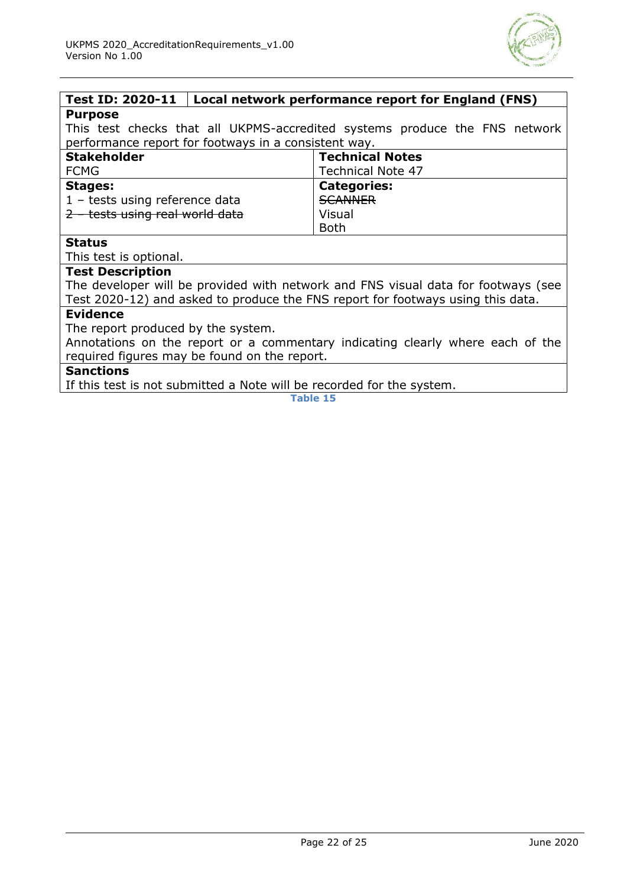| Test ID: 2020-11 | Local network performance report for England (FNS) |
|---|---|
| **Purpose**<br>This test checks that all UKPMS-accredited systems produce the FNS network performance report for footways in a consistent way. | |
| **Stakeholder**<br>FCMG | **Technical Notes**<br>Technical Note 47 |
| **Stages:**<br>1 – tests using reference data<br>~~2 – tests using real world data~~ | **Categories:**<br>~~SCANNER~~<br>Visual<br>Both |
| **Status**<br>This test is optional. | |
| **Test Description**<br>The developer will be provided with network and FNS visual data for footways (see Test 2020-12) and asked to produce the FNS report for footways using this data. | |
| **Evidence**<br>The report produced by the system.<br>Annotations on the report or a commentary indicating clearly where each of the required figures may be found on the report. | |
| **Sanctions**<br>If this test is not submitted a Note will be recorded for the system. | |

Table 15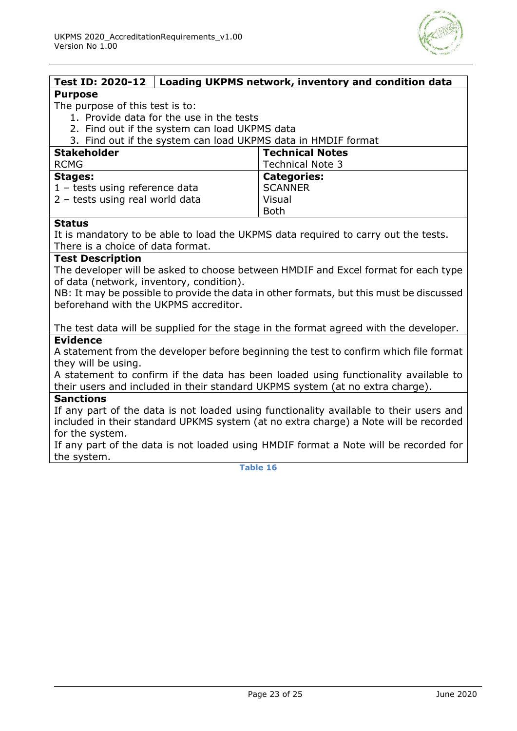| Test ID: 2020-12 | Loading UKPMS network, inventory and condition data |
|---|---|

**Purpose**

The purpose of this test is to:

1. Provide data for the use in the tests
2. Find out if the system can load UKPMS data
3. Find out if the system can load UKPMS data in HMDIF format

| Stakeholder | Technical Notes |
|---|---|
| RCMG | Technical Note 3 |
| **Stages:**<br>1 – tests using reference data<br>2 – tests using real world data | **Categories:**<br>SCANNER<br>Visual<br>Both |

**Status**

It is mandatory to be able to load the UKPMS data required to carry out the tests. There is a choice of data format.

**Test Description**

The developer will be asked to choose between HMDIF and Excel format for each type of data (network, inventory, condition).

NB: It may be possible to provide the data in other formats, but this must be discussed beforehand with the UKPMS accreditor.

The test data will be supplied for the stage in the format agreed with the developer.

**Evidence**

A statement from the developer before beginning the test to confirm which file format they will be using.

A statement to confirm if the data has been loaded using functionality available to their users and included in their standard UKPMS system (at no extra charge).

**Sanctions**

If any part of the data is not loaded using functionality available to their users and included in their standard UPKMS system (at no extra charge) a Note will be recorded for the system.

If any part of the data is not loaded using HMDIF format a Note will be recorded for the system.

Table 16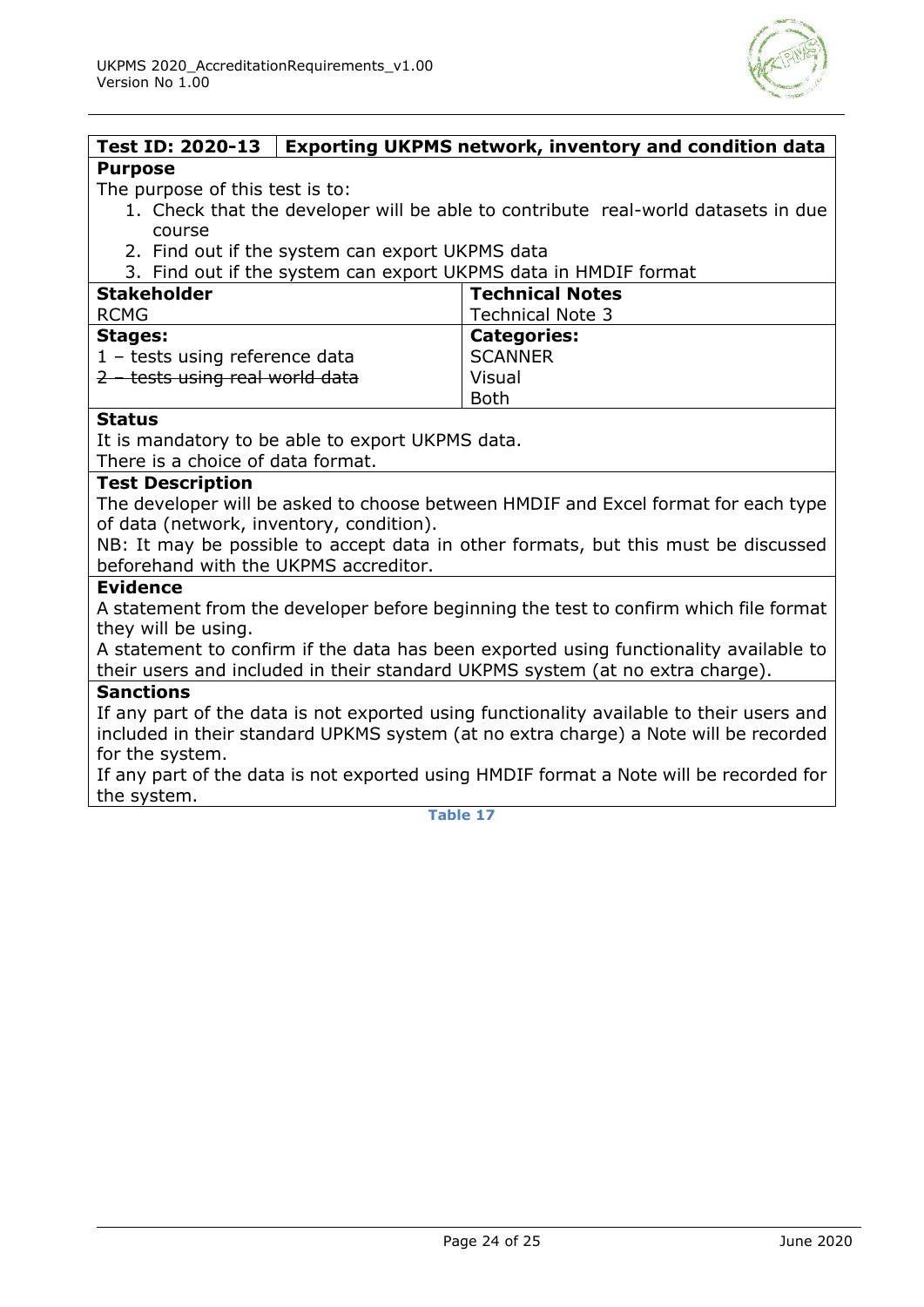| Test ID: 2020-13 | Exporting UKPMS network, inventory and condition data |
|---|---|

**Purpose**

The purpose of this test is to:

1. Check that the developer will be able to contribute real-world datasets in due course
2. Find out if the system can export UKPMS data
3. Find out if the system can export UKPMS data in HMDIF format

| **Stakeholder** | **Technical Notes** |
|---|---|
| RCMG | Technical Note 3 |
| **Stages:** | **Categories:** |
| 1 – tests using reference data | SCANNER |
| ~~2 – tests using real world data~~ | Visual |
| | Both |

**Status**

It is mandatory to be able to export UKPMS data.
There is a choice of data format.

**Test Description**

The developer will be asked to choose between HMDIF and Excel format for each type of data (network, inventory, condition).
NB: It may be possible to accept data in other formats, but this must be discussed beforehand with the UKPMS accreditor.

**Evidence**

A statement from the developer before beginning the test to confirm which file format they will be using.
A statement to confirm if the data has been exported using functionality available to their users and included in their standard UKPMS system (at no extra charge).

**Sanctions**

If any part of the data is not exported using functionality available to their users and included in their standard UPKMS system (at no extra charge) a Note will be recorded for the system.
If any part of the data is not exported using HMDIF format a Note will be recorded for the system.

**Table 17**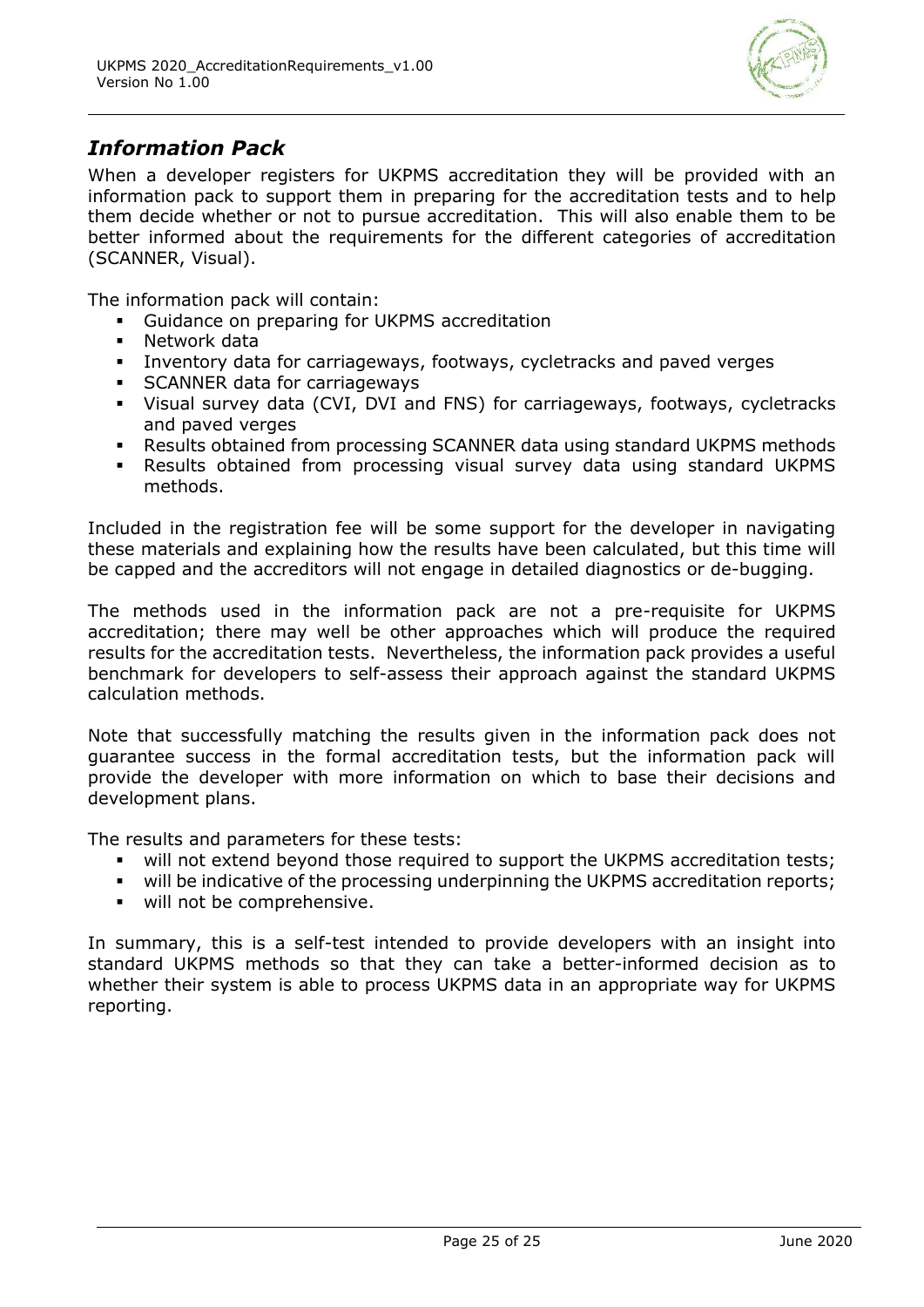## *Information Pack*

When a developer registers for UKPMS accreditation they will be provided with an information pack to support them in preparing for the accreditation tests and to help them decide whether or not to pursue accreditation. This will also enable them to be better informed about the requirements for the different categories of accreditation (SCANNER, Visual).

The information pack will contain:

- Guidance on preparing for UKPMS accreditation
- Network data
- Inventory data for carriageways, footways, cycletracks and paved verges
- SCANNER data for carriageways
- Visual survey data (CVI, DVI and FNS) for carriageways, footways, cycletracks and paved verges
- Results obtained from processing SCANNER data using standard UKPMS methods
- Results obtained from processing visual survey data using standard UKPMS methods.

Included in the registration fee will be some support for the developer in navigating these materials and explaining how the results have been calculated, but this time will be capped and the accreditors will not engage in detailed diagnostics or de-bugging.

The methods used in the information pack are not a pre-requisite for UKPMS accreditation; there may well be other approaches which will produce the required results for the accreditation tests. Nevertheless, the information pack provides a useful benchmark for developers to self-assess their approach against the standard UKPMS calculation methods.

Note that successfully matching the results given in the information pack does not guarantee success in the formal accreditation tests, but the information pack will provide the developer with more information on which to base their decisions and development plans.

The results and parameters for these tests:

- will not extend beyond those required to support the UKPMS accreditation tests;
- will be indicative of the processing underpinning the UKPMS accreditation reports;
- will not be comprehensive.

In summary, this is a self-test intended to provide developers with an insight into standard UKPMS methods so that they can take a better-informed decision as to whether their system is able to process UKPMS data in an appropriate way for UKPMS reporting.